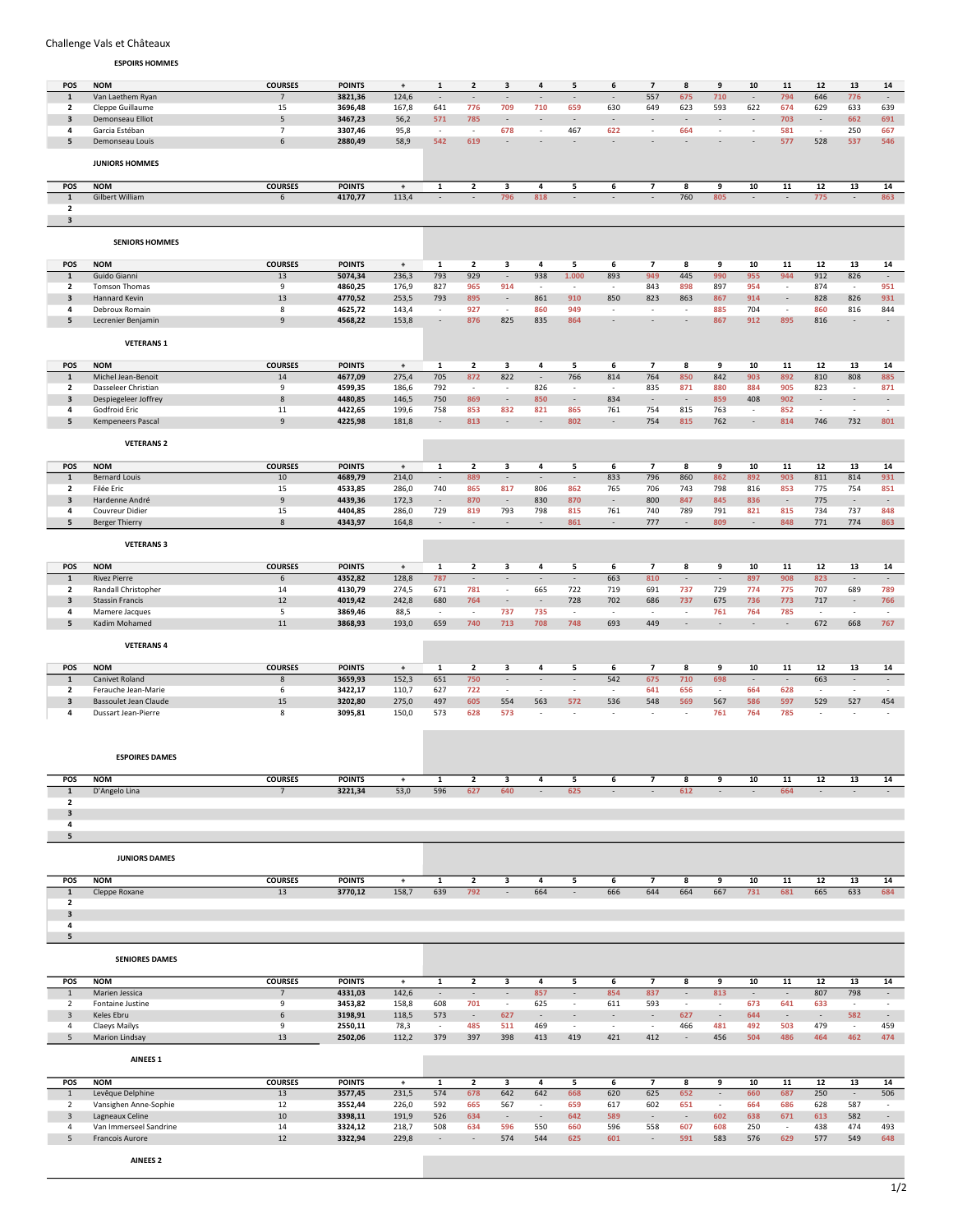Challenge Vals et Châteaux

### ESPOIRS HOMMES

| POS | NOM | COURSES | POINTS | + | 1 | 2 | 3 | 4 | 5 | 6 | 7 | 8 | 9 | 10 | 11 | 12 | 13 | 14 |
|---|---|---|---|---|---|---|---|---|---|---|---|---|---|---|---|---|---|---|
| 1 | Van Laethem Ryan | 7 | 3821,36 | 124,6 | - | - | - | - | - | - | 557 | 675 | 710 | - | 794 | 646 | 776 | - |
| 2 | Cleppe Guillaume | 15 | 3696,48 | 167,8 | 641 | 776 | 709 | 710 | 659 | 630 | 649 | 623 | 593 | 622 | 674 | 629 | 633 | 639 |
| 3 | Demonseau Elliot | 5 | 3467,23 | 56,2 | 571 | 785 | - | - | - | - | - | - | - | - | 703 | - | 662 | 691 |
| 4 | Garcia Estéban | 7 | 3307,46 | 95,8 | - | - | 678 | - | 467 | 622 | - | 664 | - | - | 581 | - | 250 | 667 |
| 5 | Demonseau Louis | 6 | 2880,49 | 58,9 | 542 | 619 | - | - | - | - | - | - | - | - | 577 | 528 | 537 | 546 |

### JUNIORS HOMMES

| POS | NOM | COURSES | POINTS | + | 1 | 2 | 3 | 4 | 5 | 6 | 7 | 8 | 9 | 10 | 11 | 12 | 13 | 14 |
|---|---|---|---|---|---|---|---|---|---|---|---|---|---|---|---|---|---|---|
| 1 | Gilbert William | 6 | 4170,77 | 113,4 | - | - | 796 | 818 | - | - | - | 760 | 805 | - | - | 775 | - | 863 |
| 2 | | | | | | | | | | | | | | | | | | |
| 3 | | | | | | | | | | | | | | | | | | |

### SENIORS HOMMES

| POS | NOM | COURSES | POINTS | + | 1 | 2 | 3 | 4 | 5 | 6 | 7 | 8 | 9 | 10 | 11 | 12 | 13 | 14 |
|---|---|---|---|---|---|---|---|---|---|---|---|---|---|---|---|---|---|---|
| 1 | Guido Gianni | 13 | 5074,34 | 236,3 | 793 | 929 | - | 938 | 1.000 | 893 | 949 | 445 | 990 | 955 | 944 | 912 | 826 | - |
| 2 | Tomson Thomas | 9 | 4860,25 | 176,9 | 827 | 965 | 914 | - | - | - | 843 | 898 | 897 | 954 | - | 874 | - | 951 |
| 3 | Hannard Kevin | 13 | 4770,52 | 253,5 | 793 | 895 | - | 861 | 910 | 850 | 823 | 863 | 867 | 914 | - | 828 | 826 | 931 |
| 4 | Debroux Romain | 8 | 4625,72 | 143,4 | - | 927 | - | 860 | 949 | - | - | - | 885 | 704 | - | 860 | 816 | 844 |
| 5 | Lecrenier Benjamin | 9 | 4568,22 | 153,8 | - | 876 | 825 | 835 | 864 | - | - | - | 867 | 912 | 895 | 816 | - | - |

### VETERANS 1

| POS | NOM | COURSES | POINTS | + | 1 | 2 | 3 | 4 | 5 | 6 | 7 | 8 | 9 | 10 | 11 | 12 | 13 | 14 |
|---|---|---|---|---|---|---|---|---|---|---|---|---|---|---|---|---|---|---|
| 1 | Michel Jean-Benoit | 14 | 4677,09 | 275,4 | 705 | 872 | 822 | - | 766 | 814 | 764 | 850 | 842 | 903 | 892 | 810 | 808 | 885 |
| 2 | Dasseleer Christian | 9 | 4599,35 | 186,6 | 792 | - | - | 826 | - | - | 835 | 871 | 880 | 884 | 905 | 823 | - | 871 |
| 3 | Despiegeleer Joffrey | 8 | 4480,85 | 146,5 | 750 | 869 | - | 850 | - | 834 | - | - | 859 | 408 | 902 | - | - | - |
| 4 | Godfroid Eric | 11 | 4422,65 | 199,6 | 758 | 853 | 832 | 821 | 865 | 761 | 754 | 815 | 763 | - | 852 | - | - | - |
| 5 | Kempeneers Pascal | 9 | 4225,98 | 181,8 | - | 813 | - | - | 802 | - | 754 | 815 | 762 | - | 814 | 746 | 732 | 801 |

### VETERANS 2

| POS | NOM | COURSES | POINTS | + | 1 | 2 | 3 | 4 | 5 | 6 | 7 | 8 | 9 | 10 | 11 | 12 | 13 | 14 |
|---|---|---|---|---|---|---|---|---|---|---|---|---|---|---|---|---|---|---|
| 1 | Bernard Louis | 10 | 4689,79 | 214,0 | - | 889 | - | - | - | 833 | 796 | 860 | 862 | 892 | 903 | 811 | 814 | 931 |
| 2 | Filée Eric | 15 | 4533,85 | 286,0 | 740 | 865 | 817 | 806 | 862 | 765 | 706 | 743 | 798 | 816 | 853 | 775 | 754 | 851 |
| 3 | Hardenne André | 9 | 4439,36 | 172,3 | - | 870 | - | 830 | 870 | - | 800 | 847 | 845 | 836 | - | 775 | - | - |
| 4 | Couvreur Didier | 15 | 4404,85 | 286,0 | 729 | 819 | 793 | 798 | 815 | 761 | 740 | 789 | 791 | 821 | 815 | 734 | 737 | 848 |
| 5 | Berger Thierry | 8 | 4343,97 | 164,8 | - | - | - | - | 861 | - | 777 | - | 809 | - | 848 | 771 | 774 | 863 |

### VETERANS 3

| POS | NOM | COURSES | POINTS | + | 1 | 2 | 3 | 4 | 5 | 6 | 7 | 8 | 9 | 10 | 11 | 12 | 13 | 14 |
|---|---|---|---|---|---|---|---|---|---|---|---|---|---|---|---|---|---|---|
| 1 | Rivez Pierre | 6 | 4352,82 | 128,8 | 787 | - | - | - | - | 663 | 810 | - | - | 897 | 908 | 823 | - | - |
| 2 | Randall Christopher | 14 | 4130,79 | 274,5 | 671 | 781 | - | 665 | 722 | 719 | 691 | 737 | 729 | 774 | 775 | 707 | 689 | 789 |
| 3 | Stassin Francis | 12 | 4019,42 | 242,8 | 680 | 764 | - | - | 728 | 702 | 686 | 737 | 675 | 736 | 773 | 717 | - | 766 |
| 4 | Mamere Jacques | 5 | 3869,46 | 88,5 | - | - | 737 | 735 | - | - | - | - | 761 | 764 | 785 | - | - | - |
| 5 | Kadim Mohamed | 11 | 3868,93 | 193,0 | 659 | 740 | 713 | 708 | 748 | 693 | 449 | - | - | - | - | 672 | 668 | 767 |

### VETERANS 4

| POS | NOM | COURSES | POINTS | + | 1 | 2 | 3 | 4 | 5 | 6 | 7 | 8 | 9 | 10 | 11 | 12 | 13 | 14 |
|---|---|---|---|---|---|---|---|---|---|---|---|---|---|---|---|---|---|---|
| 1 | Canivet Roland | 8 | 3659,93 | 152,3 | 651 | 750 | - | - | - | 542 | 675 | 710 | 698 | - | - | 663 | - | - |
| 2 | Ferauche Jean-Marie | 6 | 3422,17 | 110,7 | 627 | 722 | - | - | - | - | 641 | 656 | - | 664 | 628 | - | - | - |
| 3 | Bassoulet Jean Claude | 15 | 3202,80 | 275,0 | 497 | 605 | 554 | 563 | 572 | 536 | 548 | 569 | 567 | 586 | 597 | 529 | 527 | 454 |
| 4 | Dussart Jean-Pierre | 8 | 3095,81 | 150,0 | 573 | 628 | 573 | - | - | - | - | - | 761 | 764 | 785 | - | - | - |

### ESPOIRES DAMES

| POS | NOM | COURSES | POINTS | + | 1 | 2 | 3 | 4 | 5 | 6 | 7 | 8 | 9 | 10 | 11 | 12 | 13 | 14 |
|---|---|---|---|---|---|---|---|---|---|---|---|---|---|---|---|---|---|---|
| 1 | D'Angelo Lina | 7 | 3221,34 | 53,0 | 596 | 627 | 640 | - | 625 | - | - | 612 | - | - | 664 | - | - | - |
| 2 | | | | | | | | | | | | | | | | | | |
| 3 | | | | | | | | | | | | | | | | | | |
| 4 | | | | | | | | | | | | | | | | | | |
| 5 | | | | | | | | | | | | | | | | | | |

### JUNIORS DAMES

| POS | NOM | COURSES | POINTS | + | 1 | 2 | 3 | 4 | 5 | 6 | 7 | 8 | 9 | 10 | 11 | 12 | 13 | 14 |
|---|---|---|---|---|---|---|---|---|---|---|---|---|---|---|---|---|---|---|
| 1 | Cleppe Roxane | 13 | 3770,12 | 158,7 | 639 | 792 | - | 664 | - | 666 | 644 | 664 | 667 | 731 | 681 | 665 | 633 | 684 |
| 2 | | | | | | | | | | | | | | | | | | |
| 3 | | | | | | | | | | | | | | | | | | |
| 4 | | | | | | | | | | | | | | | | | | |
| 5 | | | | | | | | | | | | | | | | | | |

### SENIORES DAMES

| POS | NOM | COURSES | POINTS | + | 1 | 2 | 3 | 4 | 5 | 6 | 7 | 8 | 9 | 10 | 11 | 12 | 13 | 14 |
|---|---|---|---|---|---|---|---|---|---|---|---|---|---|---|---|---|---|---|
| 1 | Marien Jessica | 7 | 4331,03 | 142,6 | - | - | - | 857 | - | 854 | 837 | - | 813 | - | - | 807 | 798 | - |
| 2 | Fontaine Justine | 9 | 3453,82 | 158,8 | 608 | 701 | - | 625 | - | 611 | 593 | - | - | 673 | 641 | 633 | - | - |
| 3 | Keles Ebru | 6 | 3198,91 | 118,5 | 573 | - | 627 | - | - | - | - | 627 | - | 644 | - | - | 582 | - |
| 4 | Claeys Mailys | 9 | 2550,11 | 78,3 | - | 485 | 511 | 469 | - | - | - | 466 | 481 | 492 | 503 | 479 | - | 459 |
| 5 | Marion Lindsay | 13 | 2502,06 | 112,2 | 379 | 397 | 398 | 413 | 419 | 421 | 412 | - | 456 | 504 | 486 | 464 | 462 | 474 |

### AINEES 1

| POS | NOM | COURSES | POINTS | + | 1 | 2 | 3 | 4 | 5 | 6 | 7 | 8 | 9 | 10 | 11 | 12 | 13 | 14 |
|---|---|---|---|---|---|---|---|---|---|---|---|---|---|---|---|---|---|---|
| 1 | Levêque Delphine | 13 | 3577,45 | 231,5 | 574 | 678 | 642 | 642 | 668 | 620 | 625 | 652 | - | 660 | 687 | 250 | - | 506 |
| 2 | Vansighen Anne-Sophie | 12 | 3552,44 | 226,0 | 592 | 665 | 567 | - | 659 | 617 | 602 | 651 | - | 664 | 686 | 628 | 587 | - |
| 3 | Lagneaux Celine | 10 | 3398,11 | 191,9 | 526 | 634 | - | - | 642 | 589 | - | - | 602 | 638 | 671 | 613 | 582 | - |
| 4 | Van Immerseel Sandrine | 14 | 3324,12 | 218,7 | 508 | 634 | 596 | 550 | 660 | 596 | 558 | 607 | 608 | 250 | - | 438 | 474 | 493 |
| 5 | Francois Aurore | 12 | 3322,94 | 229,8 | - | - | 574 | 544 | 625 | 601 | - | 591 | 583 | 576 | 629 | 577 | 549 | 648 |

### AINEES 2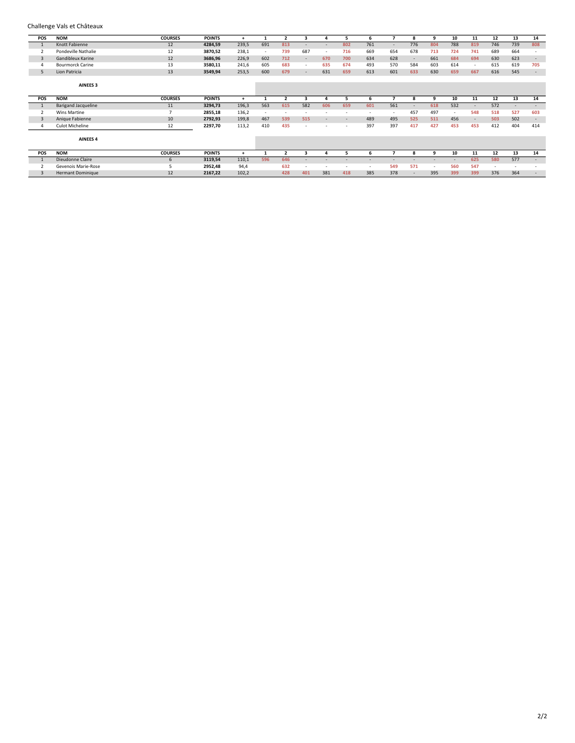Challenge Vals et Châteaux

| POS | NOM | COURSES | POINTS | + | 1 | 2 | 3 | 4 | 5 | 6 | 7 | 8 | 9 | 10 | 11 | 12 | 13 | 14 |
|---|---|---|---|---|---|---|---|---|---|---|---|---|---|---|---|---|---|---|
| 1 | Knott Fabienne | 12 | **4284,59** | 239,5 | 691 | 813 | - | - | 802 | 761 | - | 776 | 804 | 788 | 819 | 746 | 739 | 808 |
| 2 | Pondeville Nathalie | 12 | **3870,52** | 238,1 | - | 739 | 687 | - | 716 | 669 | 654 | 678 | 713 | 724 | 741 | 689 | 664 | - |
| 3 | Gandibleux Karine | 12 | **3686,96** | 226,9 | 602 | 712 | - | 670 | 700 | 634 | 628 | - | 661 | 684 | 694 | 630 | 623 | - |
| 4 | Bourmorck Carine | 13 | **3580,11** | 241,6 | 605 | 683 | - | 635 | 674 | 493 | 570 | 584 | 603 | 614 | - | 615 | 619 | 705 |
| 5 | Lion Patricia | 13 | **3549,94** | 253,5 | 600 | 679 | - | 631 | 659 | 613 | 601 | 633 | 630 | 659 | 667 | 616 | 545 | - |

**AINEES 3**

| POS | NOM | COURSES | POINTS | + | 1 | 2 | 3 | 4 | 5 | 6 | 7 | 8 | 9 | 10 | 11 | 12 | 13 | 14 |
|---|---|---|---|---|---|---|---|---|---|---|---|---|---|---|---|---|---|---|
| 1 | Barigand Jacqueline | 11 | **3294,73** | 196,3 | 563 | 615 | 582 | 606 | 659 | 601 | 561 | - | 618 | 532 | - | 572 | - | - |
| 2 | Wins Martine | 7 | **2855,18** | 136,2 | - | - | - | - | - | - | - | 457 | 497 | - | 548 | 518 | 527 | 603 |
| 3 | Anique Fabienne | 10 | **2792,93** | 199,8 | 467 | 539 | 515 | - | - | 489 | 495 | 525 | 511 | 456 | - | 503 | 502 | - |
| 4 | Culot Micheline | 12 | **2297,70** | 113,2 | 410 | 435 | - | - | - | 397 | 397 | 417 | 427 | 453 | 453 | 412 | 404 | 414 |

**AINEES 4**

| POS | NOM | COURSES | POINTS | + | 1 | 2 | 3 | 4 | 5 | 6 | 7 | 8 | 9 | 10 | 11 | 12 | 13 | 14 |
|---|---|---|---|---|---|---|---|---|---|---|---|---|---|---|---|---|---|---|
| 1 | Dieudonne Claire | 6 | **3119,54** | 110,1 | 596 | 646 | - | - | - | - | - | - | - | - | 625 | 580 | 577 | - |
| 2 | Gevenois Marie-Rose | 5 | **2952,48** | 94,4 | | 632 | - | - | - | - | 549 | 571 | - | 560 | 547 | - | - | - |
| 3 | Hermant Dominique | 12 | **2167,22** | 102,2 | | 428 | 401 | 381 | 418 | 385 | 378 | - | 395 | 399 | 399 | 376 | 364 | - |